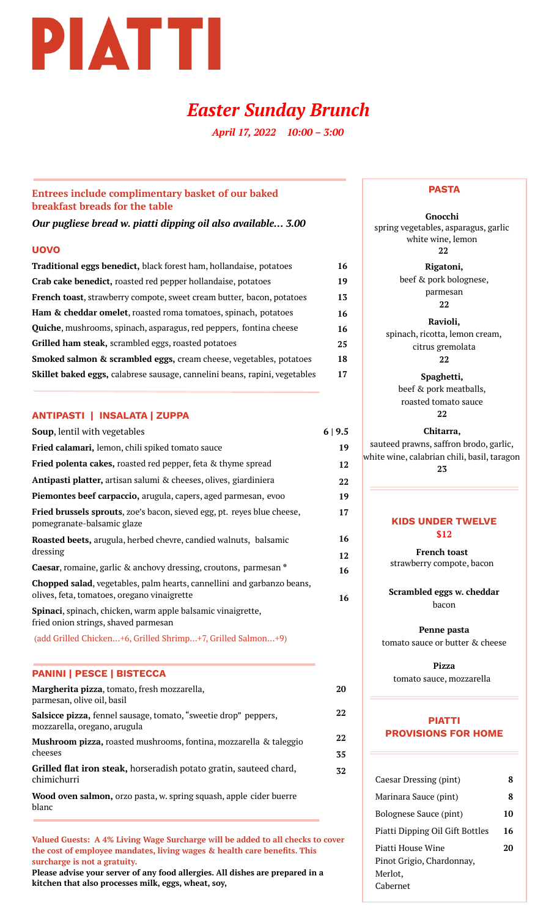# PIATTI

## *Easter Sunday Brunch*

*April 17, 2022 10:00 – 3:00*

**Entrees include complimentary basket of our baked breakfast breads for the table**

***Our pugliese bread w. piatti dipping oil also available… 3.00***

### UOVO

| | |
|---|---|
| **Traditional eggs benedict,** black forest ham, hollandaise, potatoes | 16 |
| **Crab cake benedict,** roasted red pepper hollandaise, potatoes | 19 |
| **French toast**, strawberry compote, sweet cream butter, bacon, potatoes | 13 |
| **Ham & cheddar omelet**, roasted roma tomatoes, spinach, potatoes | 16 |
| **Quiche**, mushrooms, spinach, asparagus, red peppers, fontina cheese | 16 |
| **Grilled ham steak,** scrambled eggs, roasted potatoes | 25 |
| **Smoked salmon & scrambled eggs,** cream cheese, vegetables, potatoes | 18 |
| **Skillet baked eggs,** calabrese sausage, cannelini beans, rapini, vegetables | 17 |

### ANTIPASTI | INSALATA | ZUPPA

| | |
|---|---|
| **Soup**, lentil with vegetables | 6 \| 9.5 |
| **Fried calamari,** lemon, chili spiked tomato sauce | 19 |
| **Fried polenta cakes,** roasted red pepper, feta & thyme spread | 12 |
| **Antipasti platter,** artisan salumi & cheeses, olives, giardiniera | 22 |
| **Piemontes beef carpaccio,** arugula, capers, aged parmesan, evoo | 19 |
| **Fried brussels sprouts**, zoe's bacon, sieved egg, pt. reyes blue cheese, pomegranate-balsamic glaze | 17 |
| **Roasted beets,** arugula, herbed chevre, candied walnuts, balsamic dressing | 16 |
| **Caesar**, romaine, garlic & anchovy dressing, croutons, parmesan * | 12 |
| **Chopped salad**, vegetables, palm hearts, cannellini and garbanzo beans, olives, feta, tomatoes, oregano vinaigrette | 16 |
| **Spinaci**, spinach, chicken, warm apple balsamic vinaigrette, fried onion strings, shaved parmesan | 16 |

(add Grilled Chicken…+6, Grilled Shrimp…+7, Grilled Salmon…+9)

### PANINI | PESCE | BISTECCA

| | |
|---|---|
| **Margherita pizza**, tomato, fresh mozzarella, parmesan, olive oil, basil | 20 |
| **Salsicce pizza,** fennel sausage, tomato, "sweetie drop" peppers, mozzarella, oregano, arugula | 22 |
| **Mushroom pizza,** roasted mushrooms, fontina, mozzarella & taleggio cheeses | 22 |
| **Grilled flat iron steak,** horseradish potato gratin, sauteed chard, chimichurri | 35 |
| **Wood oven salmon,** orzo pasta, w. spring squash, apple cider buerre blanc | 32 |

**Valued Guests: A 4% Living Wage Surcharge will be added to all checks to cover the cost of employee mandates, living wages & health care benefits. This surcharge is not a gratuity.**

**Please advise your server of any food allergies. All dishes are prepared in a kitchen that also processes milk, eggs, wheat, soy,**

### PASTA

**Gnocchi**
spring vegetables, asparagus, garlic white wine, lemon
**22**

**Rigatoni,**
beef & pork bolognese, parmesan
**22**

**Ravioli,**
spinach, ricotta, lemon cream, citrus gremolata
**22**

**Spaghetti,**
beef & pork meatballs, roasted tomato sauce
**22**

**Chitarra,**
sauteed prawns, saffron brodo, garlic, white wine, calabrian chili, basil, taragon
**23**

### KIDS UNDER TWELVE
**$12**

**French toast**
strawberry compote, bacon

**Scrambled eggs w. cheddar**
bacon

**Penne pasta**
tomato sauce or butter & cheese

**Pizza**
tomato sauce, mozzarella

### PIATTI PROVISIONS FOR HOME

| | |
|---|---|
| Caesar Dressing (pint) | 8 |
| Marinara Sauce (pint) | 8 |
| Bolognese Sauce (pint) | 10 |
| Piatti Dipping Oil Gift Bottles | 16 |
| Piatti House Wine Pinot Grigio, Chardonnay, Merlot, Cabernet | 20 |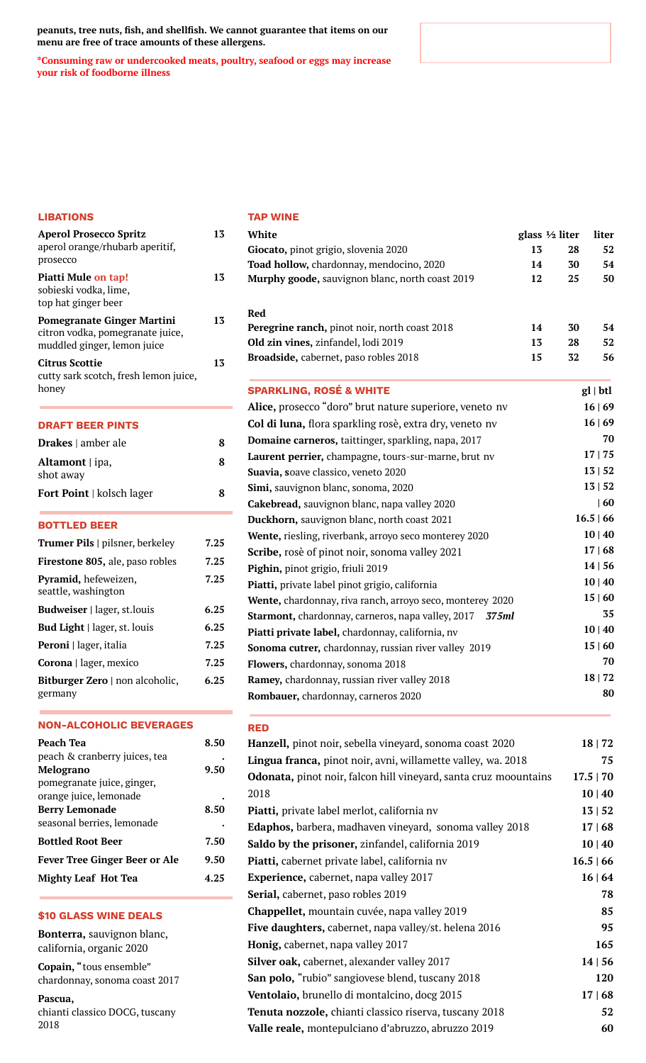**peanuts, tree nuts, fish, and shellfish. We cannot guarantee that items on our menu are free of trace amounts of these allergens.**

**\*Consuming raw or undercooked meats, poultry, seafood or eggs may increase your risk of foodborne illness**

## LIBATIONS

| | |
|---|---|
| **Aperol Prosecco Spritz** aperol orange/rhubarb aperitif, prosecco | 13 |
| **Piatti Mule** on tap! sobieski vodka, lime, top hat ginger beer | 13 |
| **Pomegranate Ginger Martini** citron vodka, pomegranate juice, muddled ginger, lemon juice | 13 |
| **Citrus Scottie** cutty sark scotch, fresh lemon juice, honey | 13 |

## DRAFT BEER PINTS

| | |
|---|---|
| **Drakes** \| amber ale | 8 |
| **Altamont** \| ipa, shot away | 8 |
| **Fort Point** \| kolsch lager | 8 |

## BOTTLED BEER

| | |
|---|---|
| **Trumer Pils** \| pilsner, berkeley | 7.25 |
| **Firestone 805,** ale, paso robles | 7.25 |
| **Pyramid,** hefeweizen, seattle, washington | 7.25 |
| **Budweiser** \| lager, st.louis | 6.25 |
| **Bud Light** \| lager, st. louis | 6.25 |
| **Peroni** \| lager, italia | 7.25 |
| **Corona** \| lager, mexico | 7.25 |
| **Bitburger Zero** \| non alcoholic, germany | 6.25 |

## NON-ALCOHOLIC BEVERAGES

| | |
|---|---|
| **Peach Tea** peach & cranberry juices, tea | 8.50 |
| **Melograno** pomegranate juice, ginger, orange juice, lemonade | 9.50 |
| **Berry Lemonade** seasonal berries, lemonade | 8.50 |
| **Bottled Root Beer** | 7.50 |
| **Fever Tree Ginger Beer or Ale** | 9.50 |
| **Mighty Leaf Hot Tea** | 4.25 |

## $10 GLASS WINE DEALS

**Bonterra,** sauvignon blanc, california, organic 2020

**Copain,** "tous ensemble" chardonnay, sonoma coast 2017

**Pascua,** chianti classico DOCG, tuscany 2018

## TAP WINE

| **White** | glass | ½ liter | liter |
|---|---|---|---|
| **Giocato,** pinot grigio, slovenia 2020 | 13 | 28 | 52 |
| **Toad hollow,** chardonnay, mendocino, 2020 | 14 | 30 | 54 |
| **Murphy goode,** sauvignon blanc, north coast 2019 | 12 | 25 | 50 |
| **Red** | | | |
| **Peregrine ranch,** pinot noir, north coast 2018 | 14 | 30 | 54 |
| **Old zin vines,** zinfandel, lodi 2019 | 13 | 28 | 52 |
| **Broadside,** cabernet, paso robles 2018 | 15 | 32 | 56 |

## SPARKLING, ROSÉ & WHITE

| | gl \| btl |
|---|---|
| **Alice,** prosecco "doro" brut nature superiore, veneto nv | 16 \| 69 |
| **Col di luna,** flora sparkling rosè, extra dry, veneto nv | 16 \| 69 |
| **Domaine carneros,** taittinger, sparkling, napa, 2017 | 70 |
| **Laurent perrier,** champagne, tours-sur-marne, brut nv | 17 \| 75 |
| **Suavia, s**oave classico, veneto 2020 | 13 \| 52 |
| **Simi,** sauvignon blanc, sonoma, 2020 | 13 \| 52 |
| **Cakebread,** sauvignon blanc, napa valley 2020 | \| 60 |
| **Duckhorn,** sauvignon blanc, north coast 2021 | 16.5 \| 66 |
| **Wente,** riesling, riverbank, arroyo seco monterey 2020 | 10 \| 40 |
| **Scribe,** rosè of pinot noir, sonoma valley 2021 | 17 \| 68 |
| **Pighin,** pinot grigio, friuli 2019 | 14 \| 56 |
| **Piatti,** private label pinot grigio, california | 10 \| 40 |
| **Wente,** chardonnay, riva ranch, arroyo seco, monterey 2020 | 15 \| 60 |
| **Starmont,** chardonnay, carneros, napa valley, 2017 ***375ml*** | 35 |
| **Piatti private label,** chardonnay, california, nv | 10 \| 40 |
| **Sonoma cutrer,** chardonnay, russian river valley 2019 | 15 \| 60 |
| **Flowers,** chardonnay, sonoma 2018 | 70 |
| **Ramey,** chardonnay, russian river valley 2018 | 18 \| 72 |
| **Rombauer,** chardonnay, carneros 2020 | 80 |

## RED

| | |
|---|---|
| **Hanzell,** pinot noir, sebella vineyard, sonoma coast 2020 | 18 \| 72 |
| **Lingua franca,** pinot noir, avni, willamette valley, wa. 2018 | 75 |
| **Odonata,** pinot noir, falcon hill vineyard, santa cruz moountains | 17.5 \| 70 |
| 2018 | 10 \| 40 |
| **Piatti,** private label merlot, california nv | 13 \| 52 |
| **Edaphos,** barbera, madhaven vineyard, sonoma valley 2018 | 17 \| 68 |
| **Saldo by the prisoner,** zinfandel, california 2019 | 10 \| 40 |
| **Piatti,** cabernet private label, california nv | 16.5 \| 66 |
| **Experience,** cabernet, napa valley 2017 | 16 \| 64 |
| **Serial,** cabernet, paso robles 2019 | 78 |
| **Chappellet,** mountain cuvée, napa valley 2019 | 85 |
| **Five daughters,** cabernet, napa valley/st. helena 2016 | 95 |
| **Honig,** cabernet, napa valley 2017 | 165 |
| **Silver oak,** cabernet, alexander valley 2017 | 14 \| 56 |
| **San polo,** "rubio" sangiovese blend, tuscany 2018 | 120 |
| **Ventolaio,** brunello di montalcino, docg 2015 | 17 \| 68 |
| **Tenuta nozzole,** chianti classico riserva, tuscany 2018 | 52 |
| **Valle reale,** montepulciano d'abruzzo, abruzzo 2019 | 60 |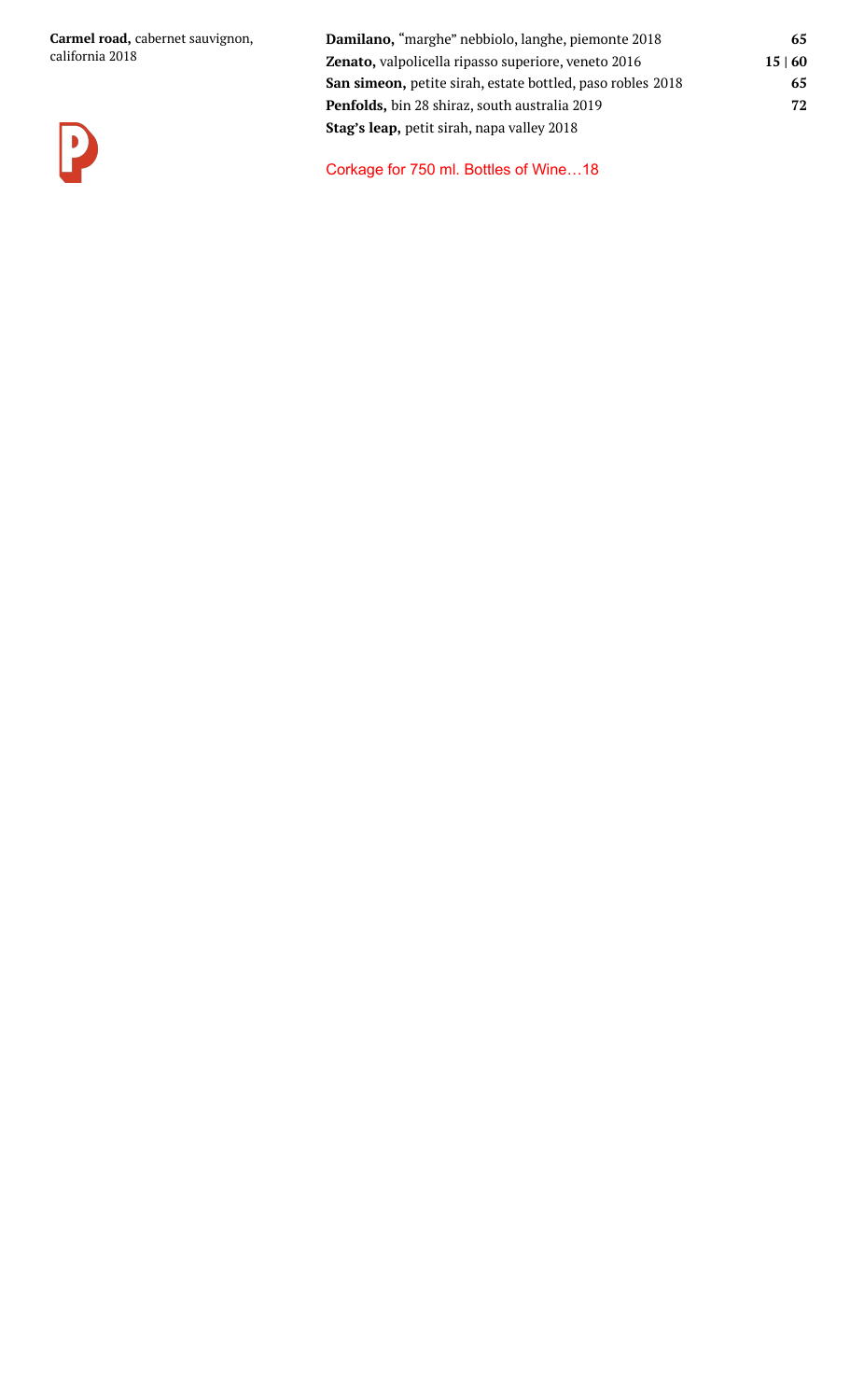**Carmel road,** cabernet sauvignon, california 2018

| | |
|---|---|
| **Damilano,** "marghe" nebbiolo, langhe, piemonte 2018 | **65** |
| **Zenato,** valpolicella ripasso superiore, veneto 2016 | **15 \| 60** |
| **San simeon,** petite sirah, estate bottled, paso robles 2018 | **65** |
| **Penfolds,** bin 28 shiraz, south australia 2019 | **72** |
| **Stag's leap,** petit sirah, napa valley 2018 | |

Corkage for 750 ml. Bottles of Wine…18